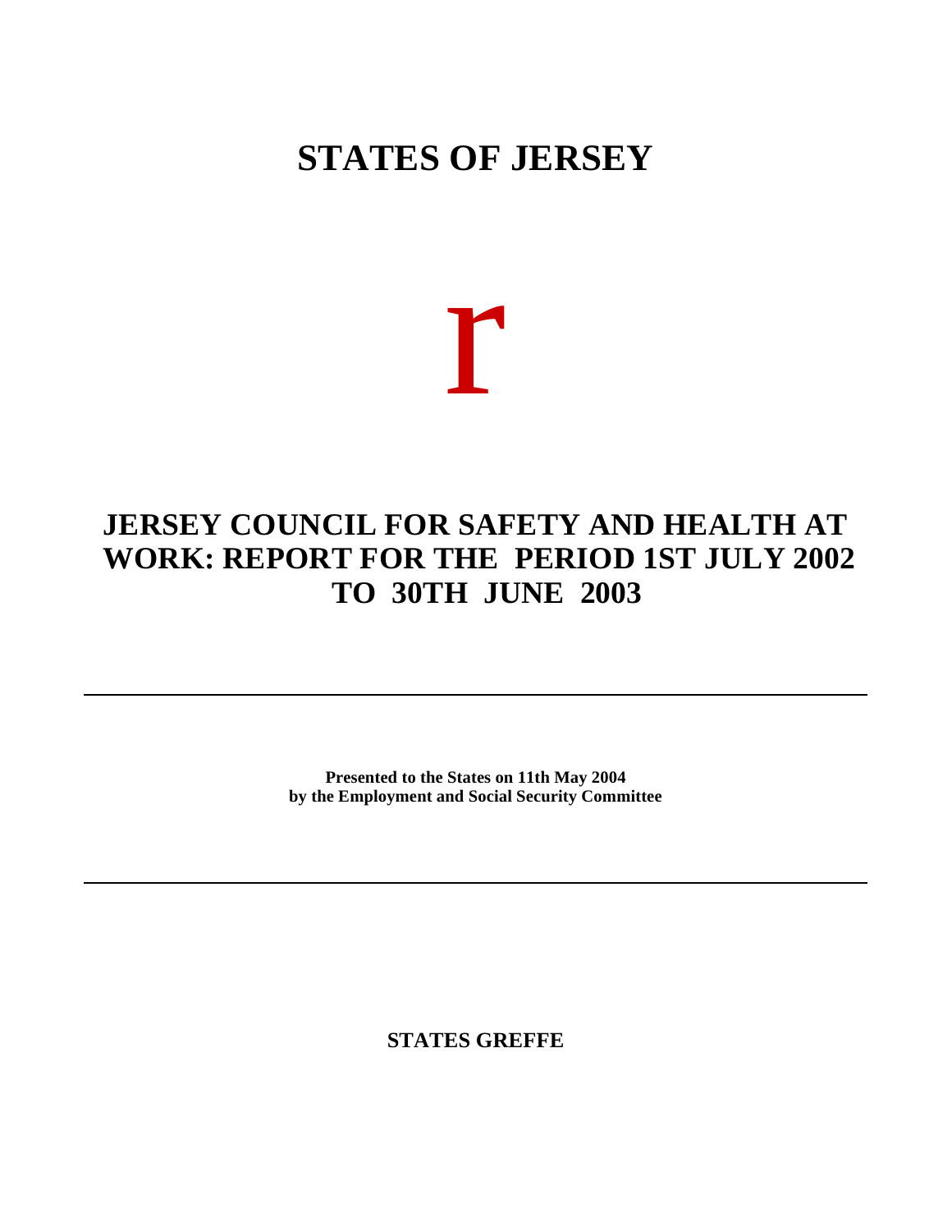# STATES OF JERSEY

r

# JERSEY COUNCIL FOR SAFETY AND HEALTH AT WORK: REPORT FOR THE PERIOD 1ST JULY 2002 TO 30TH JUNE 2003

---

**Presented to the States on 11th May 2004**
**by the Employment and Social Security Committee**

---

**STATES GREFFE**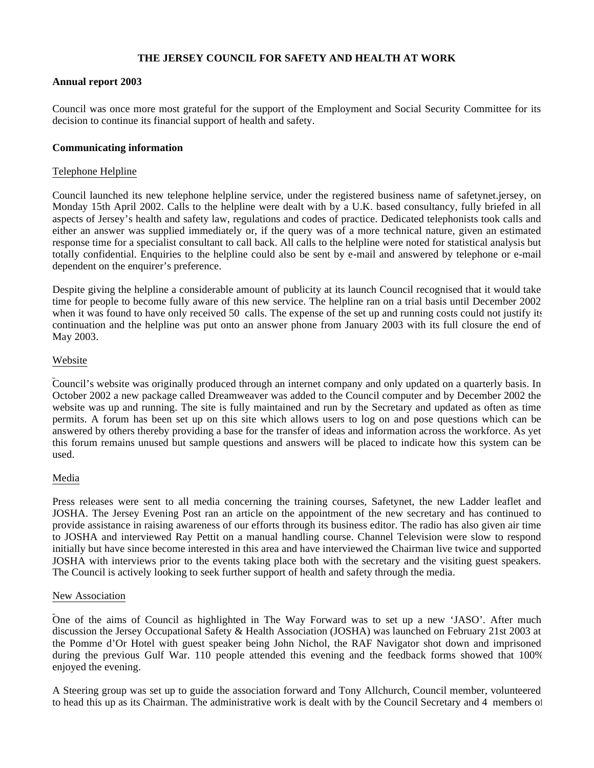# THE JERSEY COUNCIL FOR SAFETY AND HEALTH AT WORK

**Annual report 2003**

Council was once more most grateful for the support of the Employment and Social Security Committee for its decision to continue its financial support of health and safety.

## Communicating information

### Telephone Helpline

Council launched its new telephone helpline service, under the registered business name of safetynet.jersey, on Monday 15th April 2002. Calls to the helpline were dealt with by a U.K. based consultancy, fully briefed in all aspects of Jersey's health and safety law, regulations and codes of practice. Dedicated telephonists took calls and either an answer was supplied immediately or, if the query was of a more technical nature, given an estimated response time for a specialist consultant to call back. All calls to the helpline were noted for statistical analysis but totally confidential. Enquiries to the helpline could also be sent by e-mail and answered by telephone or e-mail dependent on the enquirer's preference.

Despite giving the helpline a considerable amount of publicity at its launch Council recognised that it would take time for people to become fully aware of this new service. The helpline ran on a trial basis until December 2002 when it was found to have only received 50 calls. The expense of the set up and running costs could not justify its continuation and the helpline was put onto an answer phone from January 2003 with its full closure the end of May 2003.

### Website

Council's website was originally produced through an internet company and only updated on a quarterly basis. In October 2002 a new package called Dreamweaver was added to the Council computer and by December 2002 the website was up and running. The site is fully maintained and run by the Secretary and updated as often as time permits. A forum has been set up on this site which allows users to log on and pose questions which can be answered by others thereby providing a base for the transfer of ideas and information across the workforce. As yet this forum remains unused but sample questions and answers will be placed to indicate how this system can be used.

### Media

Press releases were sent to all media concerning the training courses, Safetynet, the new Ladder leaflet and JOSHA. The Jersey Evening Post ran an article on the appointment of the new secretary and has continued to provide assistance in raising awareness of our efforts through its business editor. The radio has also given air time to JOSHA and interviewed Ray Pettit on a manual handling course. Channel Television were slow to respond initially but have since become interested in this area and have interviewed the Chairman live twice and supported JOSHA with interviews prior to the events taking place both with the secretary and the visiting guest speakers. The Council is actively looking to seek further support of health and safety through the media.

### New Association

One of the aims of Council as highlighted in The Way Forward was to set up a new 'JASO'. After much discussion the Jersey Occupational Safety & Health Association (JOSHA) was launched on February 21st 2003 at the Pomme d'Or Hotel with guest speaker being John Nichol, the RAF Navigator shot down and imprisoned during the previous Gulf War. 110 people attended this evening and the feedback forms showed that 100% enjoyed the evening.

A Steering group was set up to guide the association forward and Tony Allchurch, Council member, volunteered to head this up as its Chairman. The administrative work is dealt with by the Council Secretary and 4 members of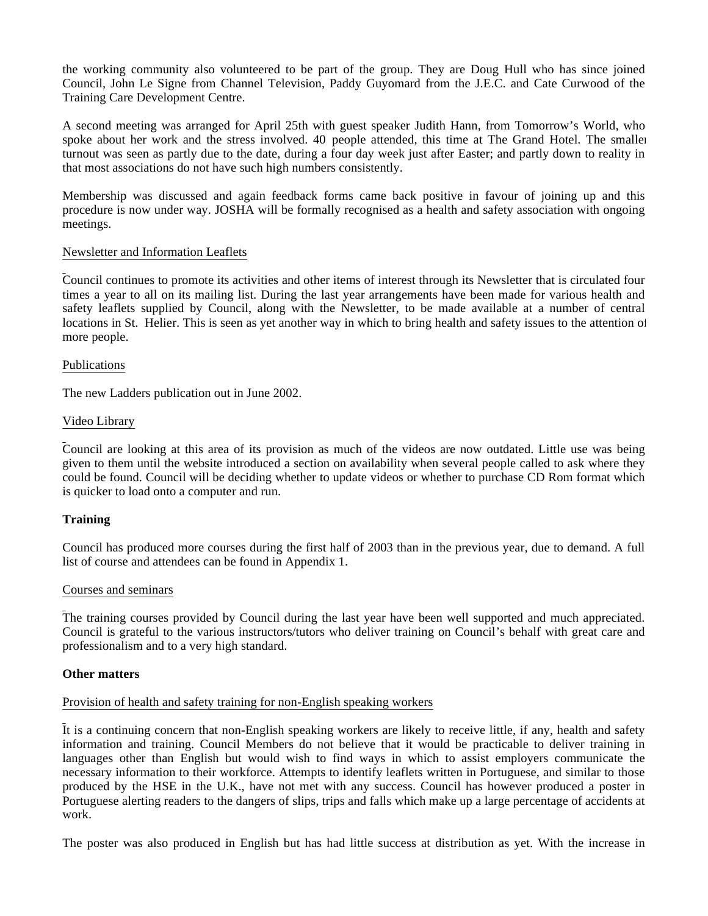the working community also volunteered to be part of the group. They are Doug Hull who has since joined Council, John Le Signe from Channel Television, Paddy Guyomard from the J.E.C. and Cate Curwood of the Training Care Development Centre.

A second meeting was arranged for April 25th with guest speaker Judith Hann, from Tomorrow's World, who spoke about her work and the stress involved. 40 people attended, this time at The Grand Hotel. The smaller turnout was seen as partly due to the date, during a four day week just after Easter; and partly down to reality in that most associations do not have such high numbers consistently.

Membership was discussed and again feedback forms came back positive in favour of joining up and this procedure is now under way. JOSHA will be formally recognised as a health and safety association with ongoing meetings.

<u>Newsletter and Information Leaflets</u>

Council continues to promote its activities and other items of interest through its Newsletter that is circulated four times a year to all on its mailing list. During the last year arrangements have been made for various health and safety leaflets supplied by Council, along with the Newsletter, to be made available at a number of central locations in St. Helier. This is seen as yet another way in which to bring health and safety issues to the attention of more people.

<u>Publications</u>

The new Ladders publication out in June 2002.

<u>Video Library</u>

Council are looking at this area of its provision as much of the videos are now outdated. Little use was being given to them until the website introduced a section on availability when several people called to ask where they could be found. Council will be deciding whether to update videos or whether to purchase CD Rom format which is quicker to load onto a computer and run.

**Training**

Council has produced more courses during the first half of 2003 than in the previous year, due to demand. A full list of course and attendees can be found in Appendix 1.

<u>Courses and seminars</u>

The training courses provided by Council during the last year have been well supported and much appreciated. Council is grateful to the various instructors/tutors who deliver training on Council's behalf with great care and professionalism and to a very high standard.

**Other matters**

<u>Provision of health and safety training for non-English speaking workers</u>

It is a continuing concern that non-English speaking workers are likely to receive little, if any, health and safety information and training. Council Members do not believe that it would be practicable to deliver training in languages other than English but would wish to find ways in which to assist employers communicate the necessary information to their workforce. Attempts to identify leaflets written in Portuguese, and similar to those produced by the HSE in the U.K., have not met with any success. Council has however produced a poster in Portuguese alerting readers to the dangers of slips, trips and falls which make up a large percentage of accidents at work.

The poster was also produced in English but has had little success at distribution as yet. With the increase in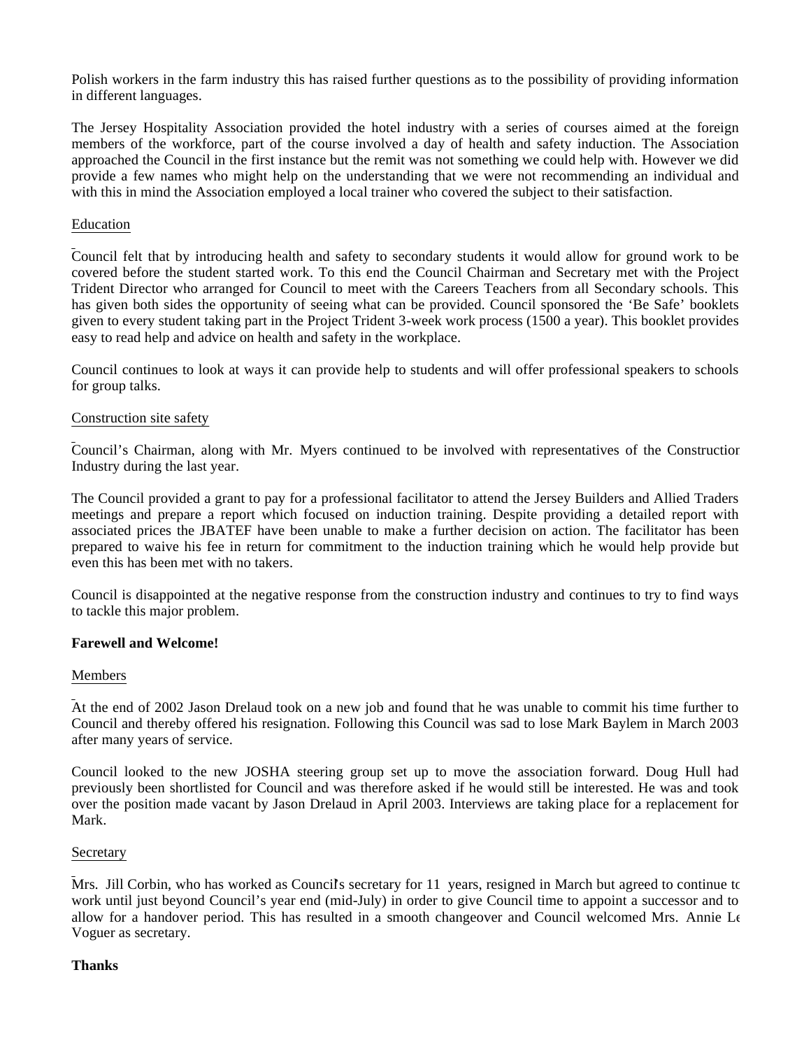Polish workers in the farm industry this has raised further questions as to the possibility of providing information in different languages.

The Jersey Hospitality Association provided the hotel industry with a series of courses aimed at the foreign members of the workforce, part of the course involved a day of health and safety induction. The Association approached the Council in the first instance but the remit was not something we could help with. However we did provide a few names who might help on the understanding that we were not recommending an individual and with this in mind the Association employed a local trainer who covered the subject to their satisfaction.

Education

Council felt that by introducing health and safety to secondary students it would allow for ground work to be covered before the student started work. To this end the Council Chairman and Secretary met with the Project Trident Director who arranged for Council to meet with the Careers Teachers from all Secondary schools. This has given both sides the opportunity of seeing what can be provided. Council sponsored the 'Be Safe' booklets given to every student taking part in the Project Trident 3-week work process (1500 a year). This booklet provides easy to read help and advice on health and safety in the workplace.

Council continues to look at ways it can provide help to students and will offer professional speakers to schools for group talks.

Construction site safety

Council's Chairman, along with Mr. Myers continued to be involved with representatives of the Construction Industry during the last year.

The Council provided a grant to pay for a professional facilitator to attend the Jersey Builders and Allied Traders meetings and prepare a report which focused on induction training. Despite providing a detailed report with associated prices the JBATEF have been unable to make a further decision on action. The facilitator has been prepared to waive his fee in return for commitment to the induction training which he would help provide but even this has been met with no takers.

Council is disappointed at the negative response from the construction industry and continues to try to find ways to tackle this major problem.

**Farewell and Welcome!**

Members

At the end of 2002 Jason Drelaud took on a new job and found that he was unable to commit his time further to Council and thereby offered his resignation. Following this Council was sad to lose Mark Baylem in March 2003 after many years of service.

Council looked to the new JOSHA steering group set up to move the association forward. Doug Hull had previously been shortlisted for Council and was therefore asked if he would still be interested. He was and took over the position made vacant by Jason Drelaud in April 2003. Interviews are taking place for a replacement for Mark.

Secretary

Mrs. Jill Corbin, who has worked as Council's secretary for 11 years, resigned in March but agreed to continue to work until just beyond Council's year end (mid-July) in order to give Council time to appoint a successor and to allow for a handover period. This has resulted in a smooth changeover and Council welcomed Mrs. Annie Le Voguer as secretary.

**Thanks**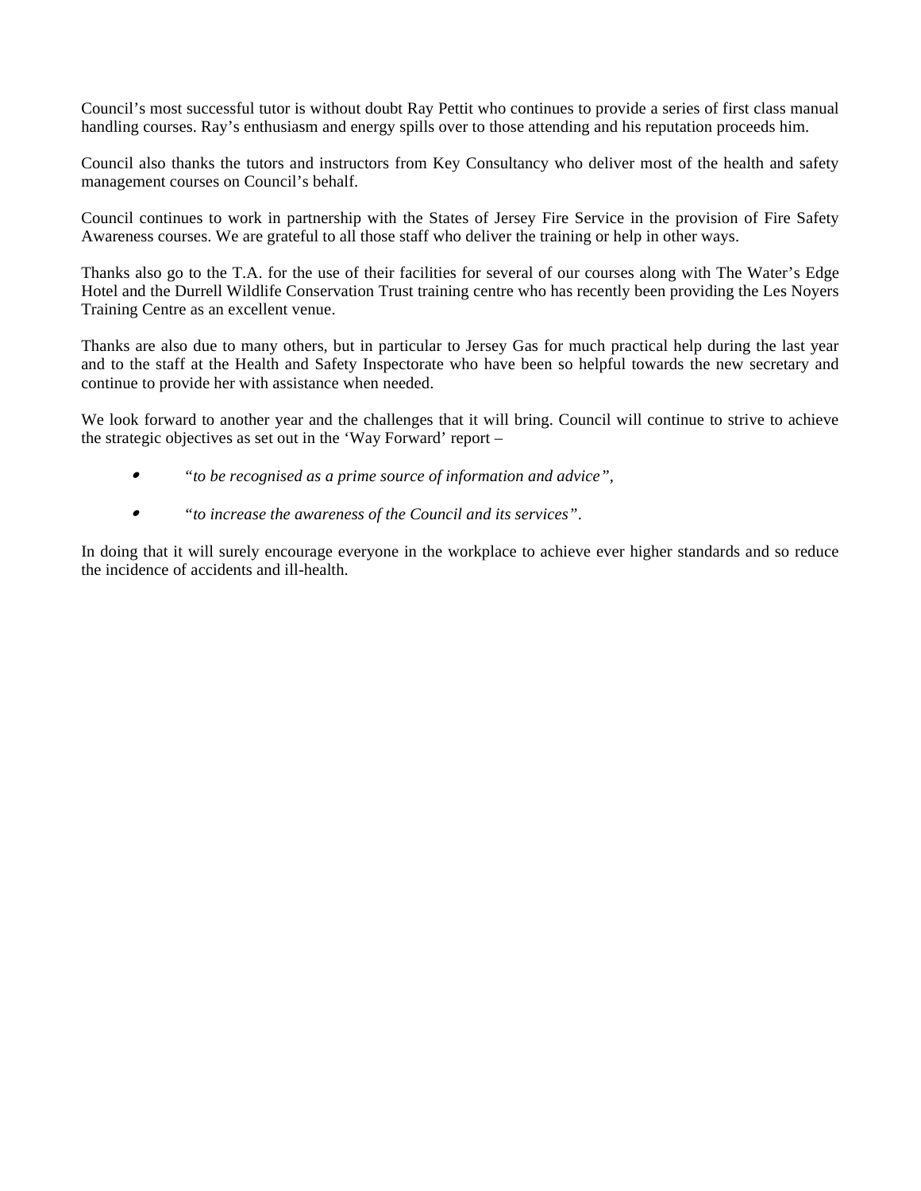Council's most successful tutor is without doubt Ray Pettit who continues to provide a series of first class manual handling courses. Ray's enthusiasm and energy spills over to those attending and his reputation proceeds him.

Council also thanks the tutors and instructors from Key Consultancy who deliver most of the health and safety management courses on Council's behalf.

Council continues to work in partnership with the States of Jersey Fire Service in the provision of Fire Safety Awareness courses. We are grateful to all those staff who deliver the training or help in other ways.

Thanks also go to the T.A. for the use of their facilities for several of our courses along with The Water's Edge Hotel and the Durrell Wildlife Conservation Trust training centre who has recently been providing the Les Noyers Training Centre as an excellent venue.

Thanks are also due to many others, but in particular to Jersey Gas for much practical help during the last year and to the staff at the Health and Safety Inspectorate who have been so helpful towards the new secretary and continue to provide her with assistance when needed.

We look forward to another year and the challenges that it will bring. Council will continue to strive to achieve the strategic objectives as set out in the 'Way Forward' report –

- *"to be recognised as a prime source of information and advice",*
- *"to increase the awareness of the Council and its services".*

In doing that it will surely encourage everyone in the workplace to achieve ever higher standards and so reduce the incidence of accidents and ill-health.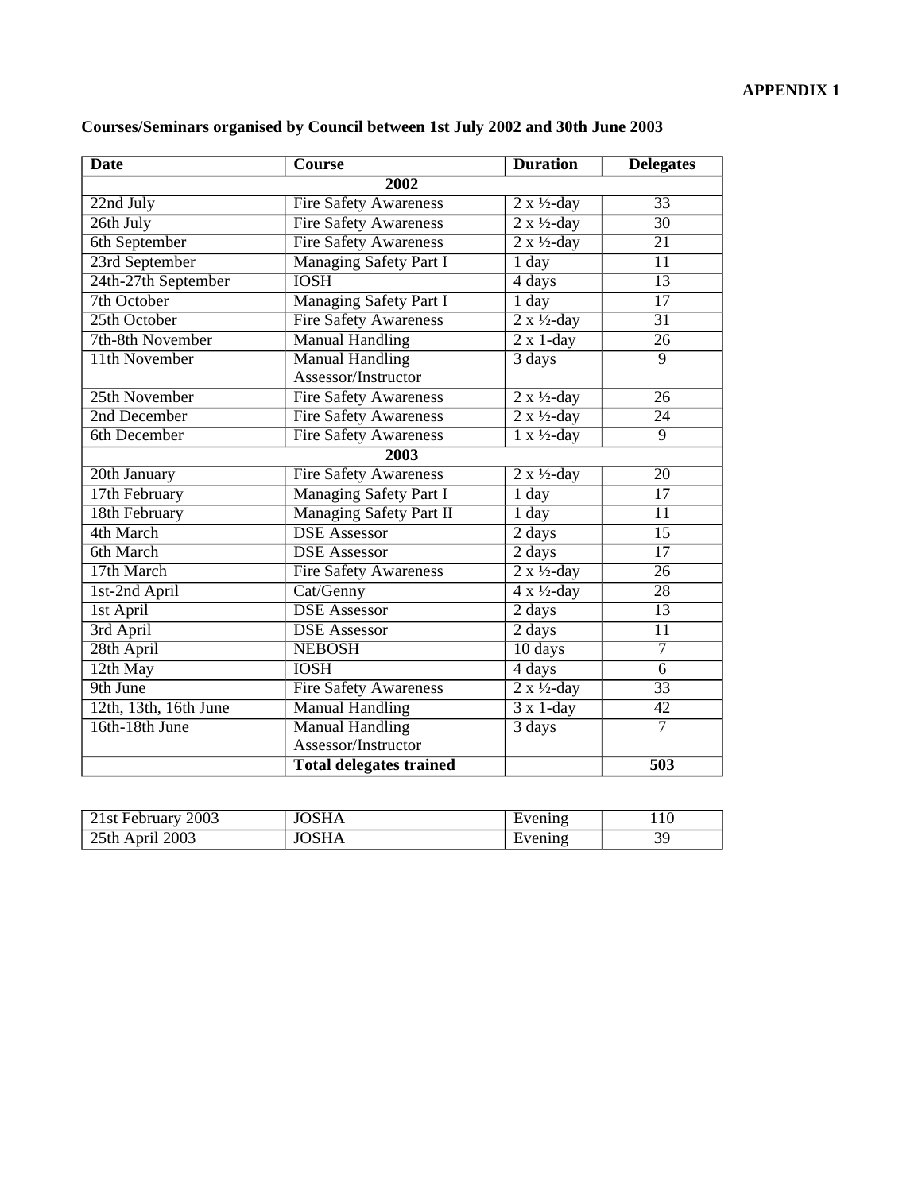**APPENDIX 1**

**Courses/Seminars organised by Council between 1st July 2002 and 30th June 2003**

| Date | Course | Duration | Delegates |
|---|---|---|---|
| **2002** | | | |
| 22nd July | Fire Safety Awareness | 2 x ½-day | 33 |
| 26th July | Fire Safety Awareness | 2 x ½-day | 30 |
| 6th September | Fire Safety Awareness | 2 x ½-day | 21 |
| 23rd September | Managing Safety Part I | 1 day | 11 |
| 24th-27th September | IOSH | 4 days | 13 |
| 7th October | Managing Safety Part I | 1 day | 17 |
| 25th October | Fire Safety Awareness | 2 x ½-day | 31 |
| 7th-8th November | Manual Handling | 2 x 1-day | 26 |
| 11th November | Manual Handling Assessor/Instructor | 3 days | 9 |
| 25th November | Fire Safety Awareness | 2 x ½-day | 26 |
| 2nd December | Fire Safety Awareness | 2 x ½-day | 24 |
| 6th December | Fire Safety Awareness | 1 x ½-day | 9 |
| **2003** | | | |
| 20th January | Fire Safety Awareness | 2 x ½-day | 20 |
| 17th February | Managing Safety Part I | 1 day | 17 |
| 18th February | Managing Safety Part II | 1 day | 11 |
| 4th March | DSE Assessor | 2 days | 15 |
| 6th March | DSE Assessor | 2 days | 17 |
| 17th March | Fire Safety Awareness | 2 x ½-day | 26 |
| 1st-2nd April | Cat/Genny | 4 x ½-day | 28 |
| 1st April | DSE Assessor | 2 days | 13 |
| 3rd April | DSE Assessor | 2 days | 11 |
| 28th April | NEBOSH | 10 days | 7 |
| 12th May | IOSH | 4 days | 6 |
| 9th June | Fire Safety Awareness | 2 x ½-day | 33 |
| 12th, 13th, 16th June | Manual Handling | 3 x 1-day | 42 |
| 16th-18th June | Manual Handling Assessor/Instructor | 3 days | 7 |
| | **Total delegates trained** | | **503** |

| | | | |
|---|---|---|---|
| 21st February 2003 | JOSHA | Evening | 110 |
| 25th April 2003 | JOSHA | Evening | 39 |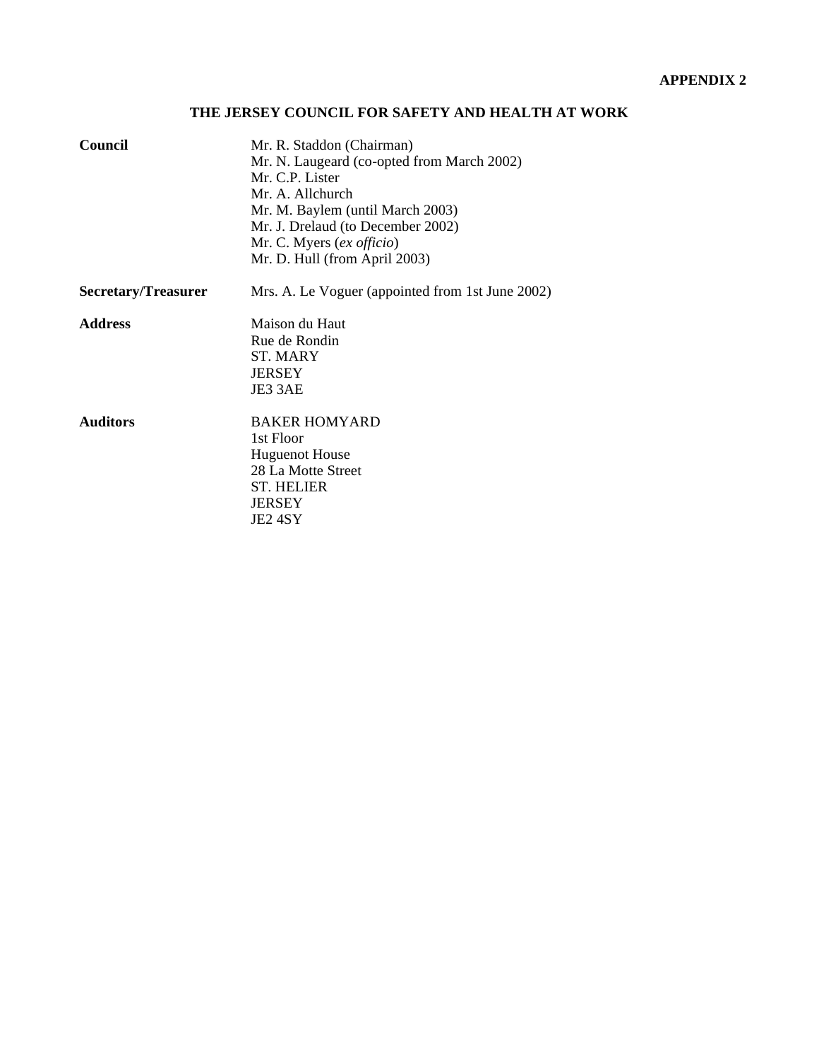**APPENDIX 2**

## THE JERSEY COUNCIL FOR SAFETY AND HEALTH AT WORK

**Council**

Mr. R. Staddon (Chairman)
Mr. N. Laugeard (co-opted from March 2002)
Mr. C.P. Lister
Mr. A. Allchurch
Mr. M. Baylem (until March 2003)
Mr. J. Drelaud (to December 2002)
Mr. C. Myers (*ex officio*)
Mr. D. Hull (from April 2003)

**Secretary/Treasurer**

Mrs. A. Le Voguer (appointed from 1st June 2002)

**Address**

Maison du Haut
Rue de Rondin
ST. MARY
JERSEY
JE3 3AE

**Auditors**

BAKER HOMYARD
1st Floor
Huguenot House
28 La Motte Street
ST. HELIER
JERSEY
JE2 4SY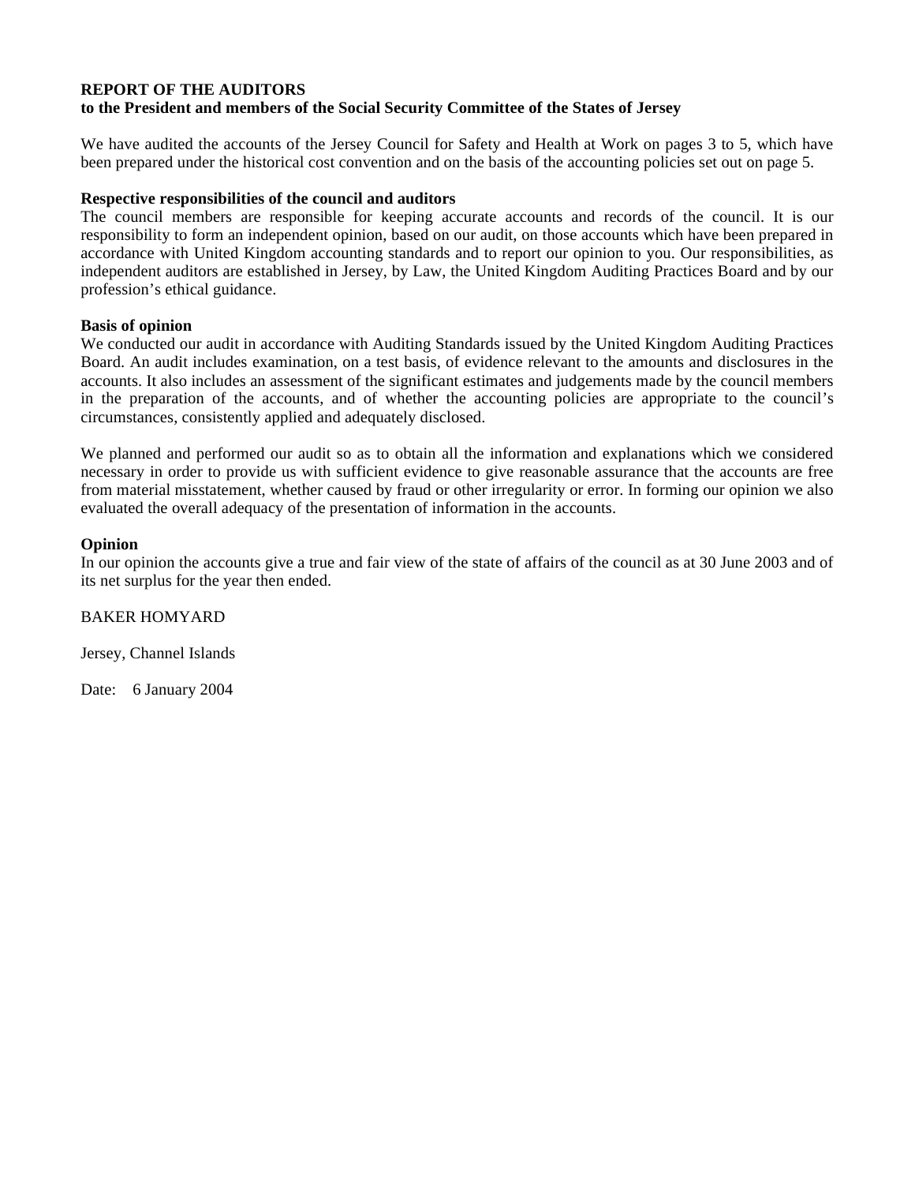**REPORT OF THE AUDITORS**
**to the President and members of the Social Security Committee of the States of Jersey**

We have audited the accounts of the Jersey Council for Safety and Health at Work on pages 3 to 5, which have been prepared under the historical cost convention and on the basis of the accounting policies set out on page 5.

**Respective responsibilities of the council and auditors**
The council members are responsible for keeping accurate accounts and records of the council. It is our responsibility to form an independent opinion, based on our audit, on those accounts which have been prepared in accordance with United Kingdom accounting standards and to report our opinion to you. Our responsibilities, as independent auditors are established in Jersey, by Law, the United Kingdom Auditing Practices Board and by our profession's ethical guidance.

**Basis of opinion**
We conducted our audit in accordance with Auditing Standards issued by the United Kingdom Auditing Practices Board. An audit includes examination, on a test basis, of evidence relevant to the amounts and disclosures in the accounts. It also includes an assessment of the significant estimates and judgements made by the council members in the preparation of the accounts, and of whether the accounting policies are appropriate to the council's circumstances, consistently applied and adequately disclosed.

We planned and performed our audit so as to obtain all the information and explanations which we considered necessary in order to provide us with sufficient evidence to give reasonable assurance that the accounts are free from material misstatement, whether caused by fraud or other irregularity or error. In forming our opinion we also evaluated the overall adequacy of the presentation of information in the accounts.

**Opinion**
In our opinion the accounts give a true and fair view of the state of affairs of the council as at 30 June 2003 and of its net surplus for the year then ended.

BAKER HOMYARD

Jersey, Channel Islands

Date: 6 January 2004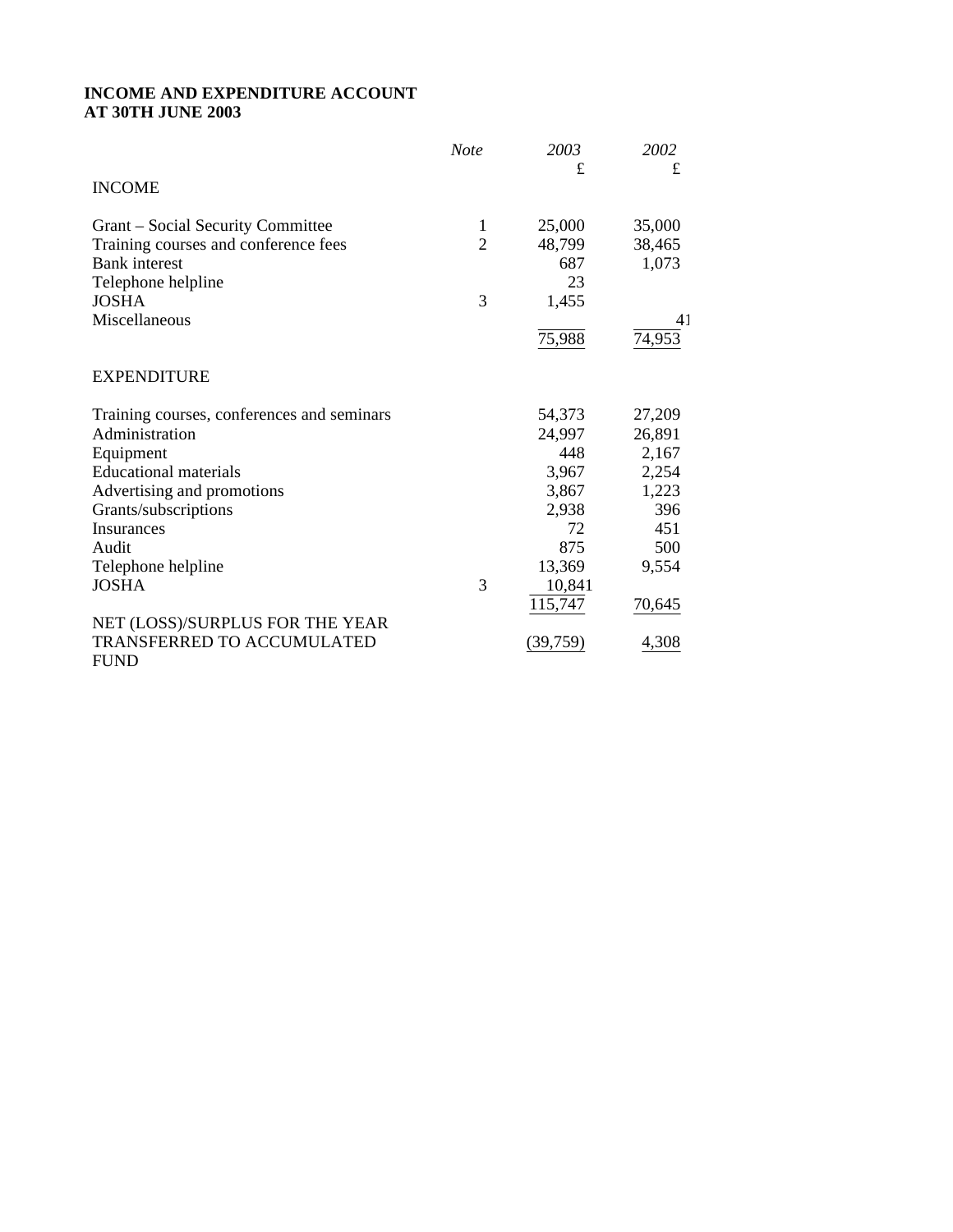**INCOME AND EXPENDITURE ACCOUNT**
**AT 30TH JUNE 2003**

| | *Note* | *2003* £ | *2002* £ |
|---|---|---|---|
| INCOME | | | |
| Grant – Social Security Committee | 1 | 25,000 | 35,000 |
| Training courses and conference fees | 2 | 48,799 | 38,465 |
| Bank interest | | 687 | 1,073 |
| Telephone helpline | | 23 | |
| JOSHA | 3 | 1,455 | |
| Miscellaneous | | | 41 |
| | | 75,988 | 74,953 |
| EXPENDITURE | | | |
| Training courses, conferences and seminars | | 54,373 | 27,209 |
| Administration | | 24,997 | 26,891 |
| Equipment | | 448 | 2,167 |
| Educational materials | | 3,967 | 2,254 |
| Advertising and promotions | | 3,867 | 1,223 |
| Grants/subscriptions | | 2,938 | 396 |
| Insurances | | 72 | 451 |
| Audit | | 875 | 500 |
| Telephone helpline | | 13,369 | 9,554 |
| JOSHA | 3 | 10,841 | |
| | | 115,747 | 70,645 |
| NET (LOSS)/SURPLUS FOR THE YEAR TRANSFERRED TO ACCUMULATED FUND | | (39,759) | 4,308 |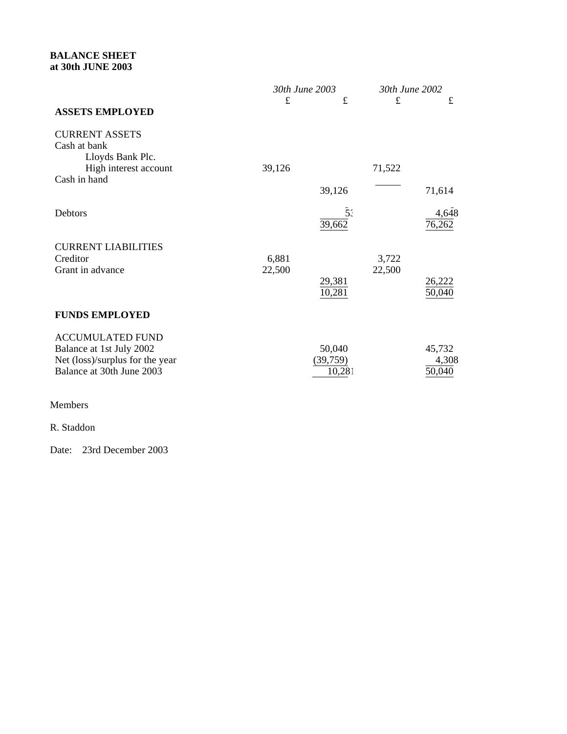**BALANCE SHEET**
**at 30th JUNE 2003**

| | *30th June 2003* | | *30th June 2002* | |
|---|---|---|---|---|
| | £ | £ | £ | £ |
| **ASSETS EMPLOYED** | | | | |
| CURRENT ASSETS | | | | |
| Cash at bank | | | | |
| Lloyds Bank Plc. | | | | |
| High interest account | 39,126 | | 71,522 | |
| Cash in hand | | | | |
| | | 39,126 | | 71,614 |
| Debtors | | 536 | | 4,648 |
| | | 39,662 | | 76,262 |
| CURRENT LIABILITIES | | | | |
| Creditor | 6,881 | | 3,722 | |
| Grant in advance | 22,500 | | 22,500 | |
| | | 29,381 | | 26,222 |
| | | 10,281 | | 50,040 |
| **FUNDS EMPLOYED** | | | | |
| ACCUMULATED FUND | | | | |
| Balance at 1st July 2002 | | 50,040 | | 45,732 |
| Net (loss)/surplus for the year | | (39,759) | | 4,308 |
| Balance at 30th June 2003 | | 10,281 | | 50,040 |

Members

R. Staddon

Date: 23rd December 2003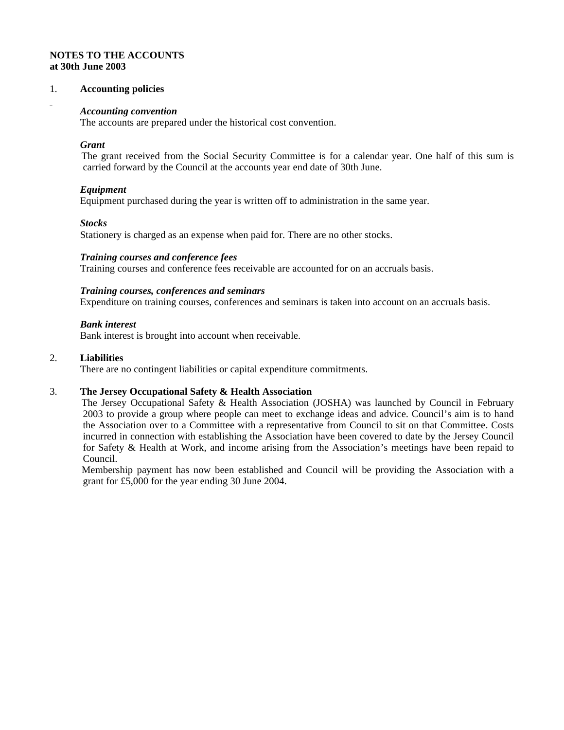**NOTES TO THE ACCOUNTS**
**at 30th June 2003**

1. **Accounting policies**

   ***Accounting convention***
   The accounts are prepared under the historical cost convention.

   ***Grant***
   The grant received from the Social Security Committee is for a calendar year. One half of this sum is carried forward by the Council at the accounts year end date of 30th June.

   ***Equipment***
   Equipment purchased during the year is written off to administration in the same year.

   ***Stocks***
   Stationery is charged as an expense when paid for. There are no other stocks.

   ***Training courses and conference fees***
   Training courses and conference fees receivable are accounted for on an accruals basis.

   ***Training courses, conferences and seminars***
   Expenditure on training courses, conferences and seminars is taken into account on an accruals basis.

   ***Bank interest***
   Bank interest is brought into account when receivable.

2. **Liabilities**
   There are no contingent liabilities or capital expenditure commitments.

3. **The Jersey Occupational Safety & Health Association**
   The Jersey Occupational Safety & Health Association (JOSHA) was launched by Council in February 2003 to provide a group where people can meet to exchange ideas and advice. Council's aim is to hand the Association over to a Committee with a representative from Council to sit on that Committee. Costs incurred in connection with establishing the Association have been covered to date by the Jersey Council for Safety & Health at Work, and income arising from the Association's meetings have been repaid to Council.
   Membership payment has now been established and Council will be providing the Association with a grant for £5,000 for the year ending 30 June 2004.